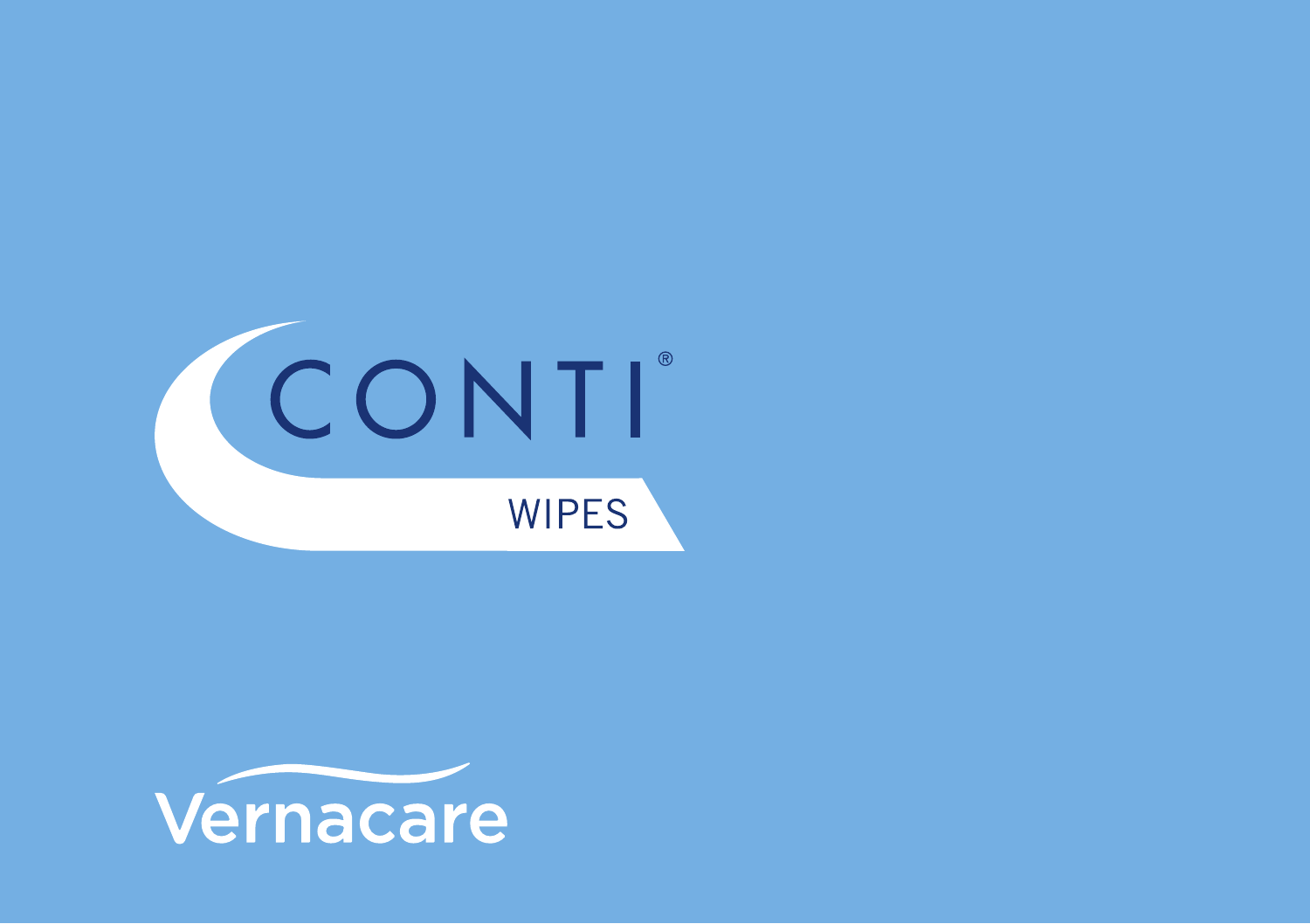# CONTI®

## WIPES

Vernacare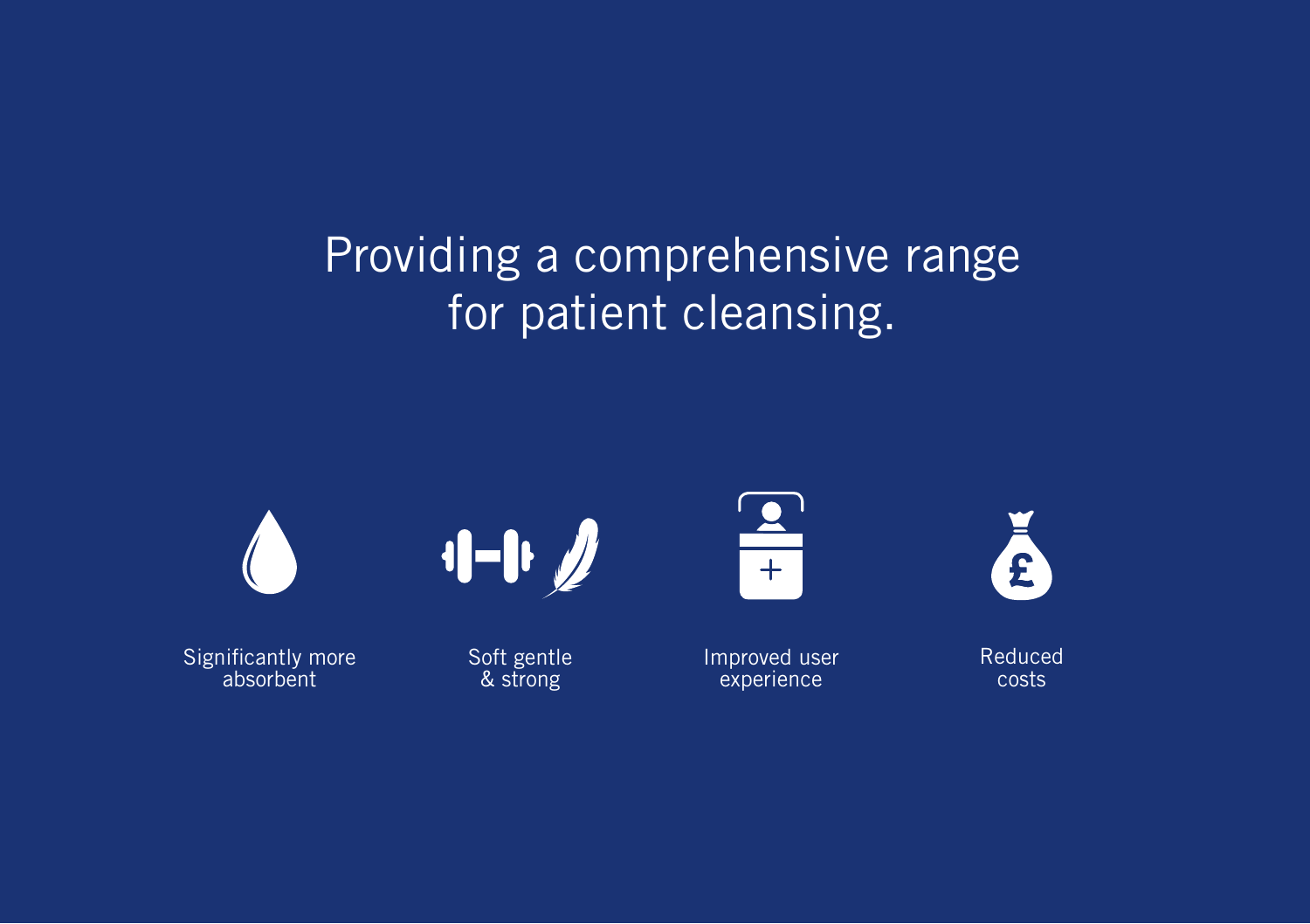# Providing a comprehensive range for patient cleansing.

Significantly more absorbent

Soft gentle & strong

Improved user experience

Reduced costs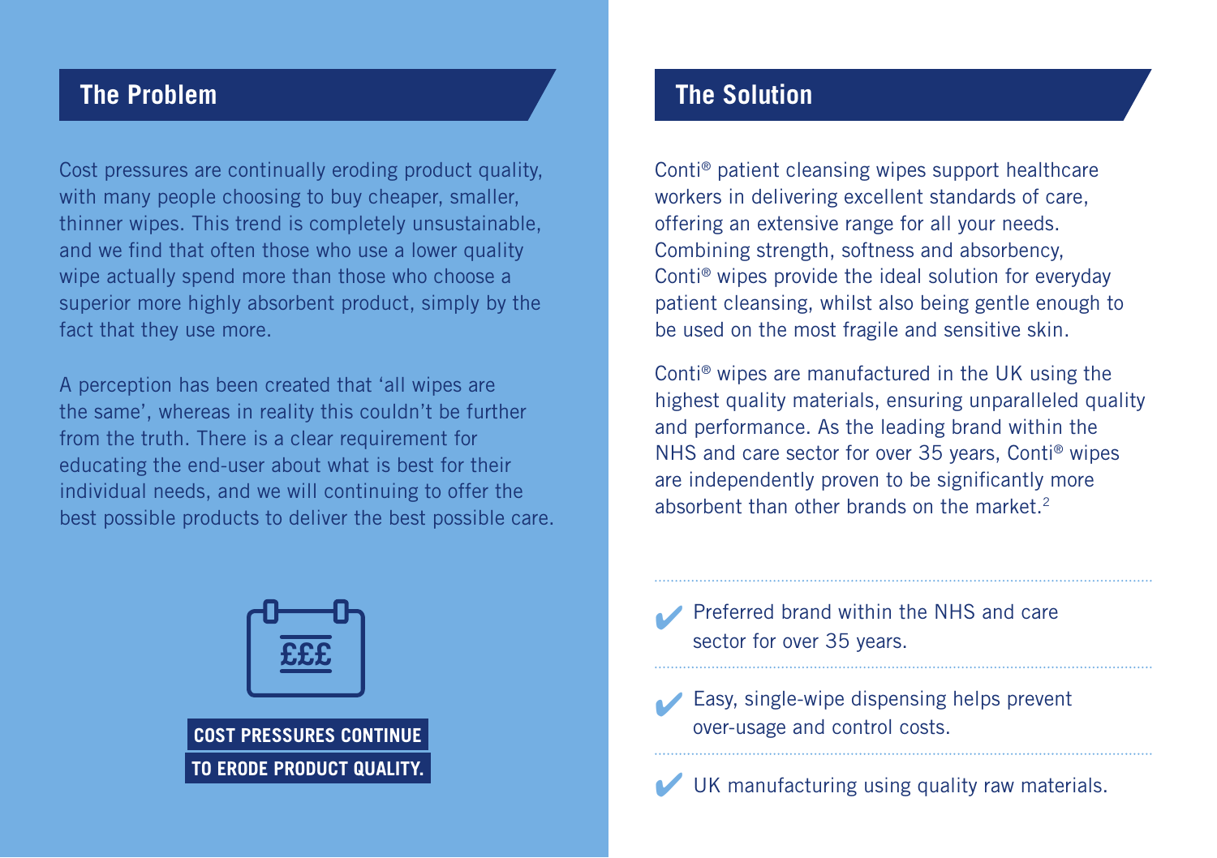## The Problem

Cost pressures are continually eroding product quality, with many people choosing to buy cheaper, smaller, thinner wipes. This trend is completely unsustainable, and we find that often those who use a lower quality wipe actually spend more than those who choose a superior more highly absorbent product, simply by the fact that they use more.

A perception has been created that 'all wipes are the same', whereas in reality this couldn't be further from the truth. There is a clear requirement for educating the end-user about what is best for their individual needs, and we will continuing to offer the best possible products to deliver the best possible care.

£££

**COST PRESSURES CONTINUE TO ERODE PRODUCT QUALITY.**

## The Solution

Conti® patient cleansing wipes support healthcare workers in delivering excellent standards of care, offering an extensive range for all your needs. Combining strength, softness and absorbency, Conti® wipes provide the ideal solution for everyday patient cleansing, whilst also being gentle enough to be used on the most fragile and sensitive skin.

Conti® wipes are manufactured in the UK using the highest quality materials, ensuring unparalleled quality and performance. As the leading brand within the NHS and care sector for over 35 years, Conti® wipes are independently proven to be significantly more absorbent than other brands on the market.[2]

- ✔ Preferred brand within the NHS and care sector for over 35 years.
- ✔ Easy, single-wipe dispensing helps prevent over-usage and control costs.
- ✔ UK manufacturing using quality raw materials.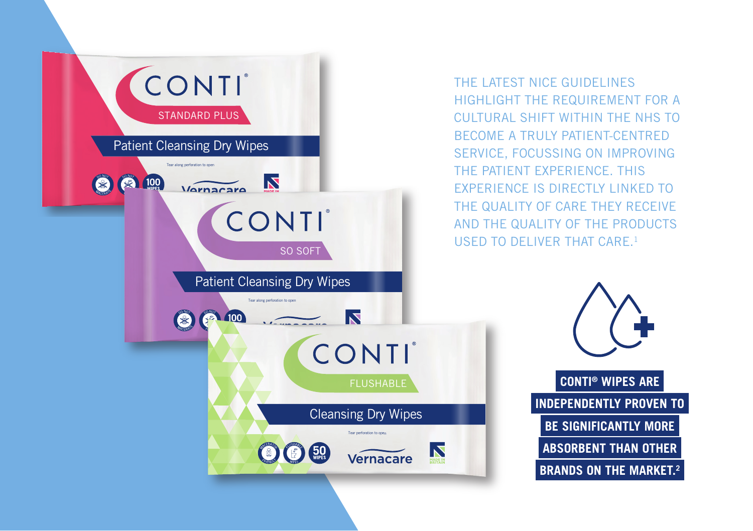THE LATEST NICE GUIDELINES HIGHLIGHT THE REQUIREMENT FOR A CULTURAL SHIFT WITHIN THE NHS TO BECOME A TRULY PATIENT-CENTRED SERVICE, FOCUSSING ON IMPROVING THE PATIENT EXPERIENCE. THIS EXPERIENCE IS DIRECTLY LINKED TO THE QUALITY OF CARE THEY RECEIVE AND THE QUALITY OF THE PRODUCTS USED TO DELIVER THAT CARE.[1]

**CONTI® WIPES ARE INDEPENDENTLY PROVEN TO BE SIGNIFICANTLY MORE ABSORBENT THAN OTHER BRANDS ON THE MARKET.[2]**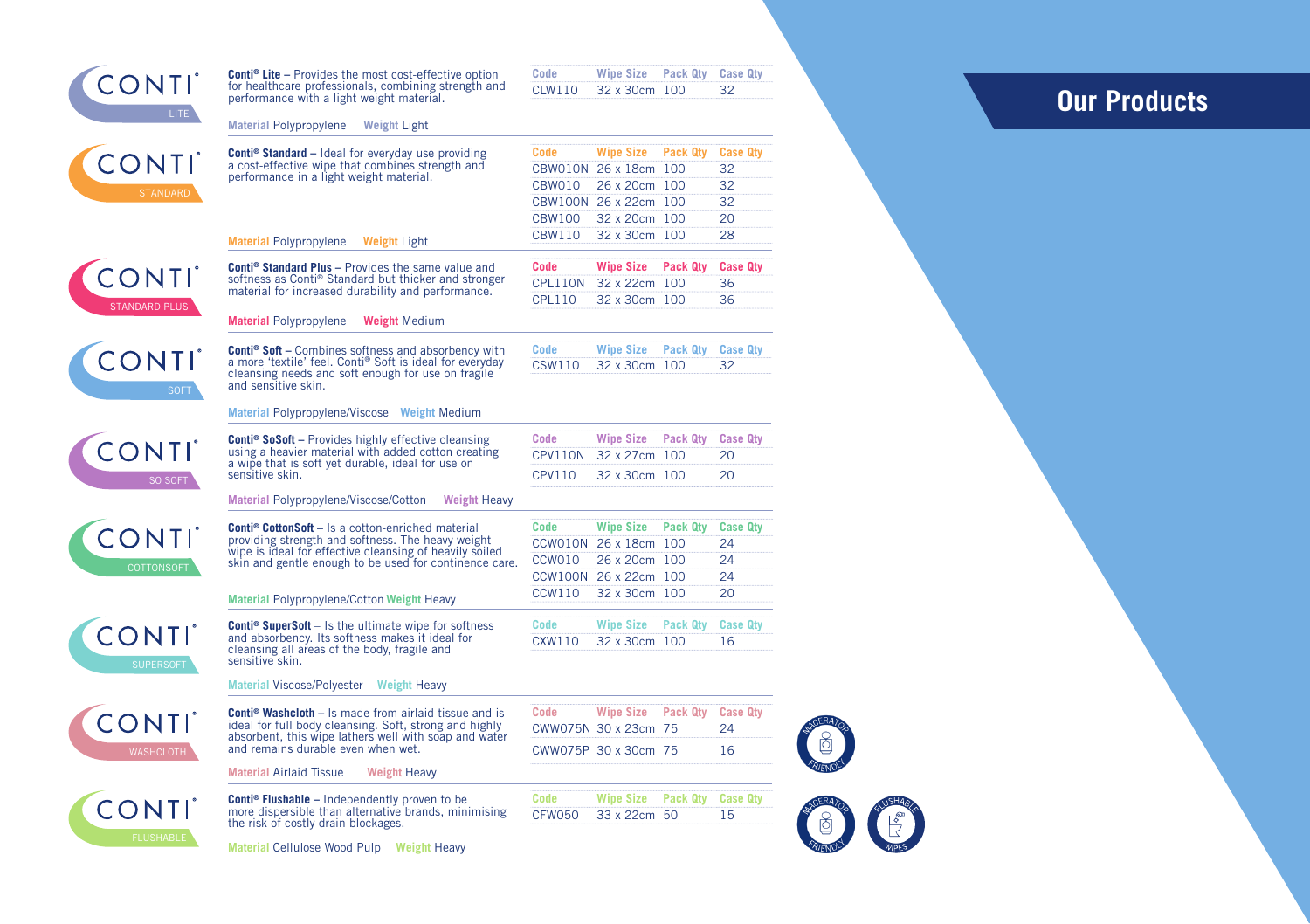# Our Products

## CONTI® LITE

**Conti® Lite** – Provides the most cost-effective option for healthcare professionals, combining strength and performance with a light weight material.

**Material** Polypropylene **Weight** Light

| Code | Wipe Size | Pack Qty | Case Qty |
|---|---|---|---|
| CLW110 | 32 x 30cm | 100 | 32 |

## CONTI® STANDARD

**Conti® Standard** – Ideal for everyday use providing a cost-effective wipe that combines strength and performance in a light weight material.

**Material** Polypropylene **Weight** Light

| Code | Wipe Size | Pack Qty | Case Qty |
|---|---|---|---|
| CBW010N | 26 x 18cm | 100 | 32 |
| CBW010 | 26 x 20cm | 100 | 32 |
| CBW100N | 26 x 22cm | 100 | 32 |
| CBW100 | 32 x 20cm | 100 | 20 |
| CBW110 | 32 x 30cm | 100 | 28 |

## CONTI® STANDARD PLUS

**Conti® Standard Plus** – Provides the same value and softness as Conti® Standard but thicker and stronger material for increased durability and performance.

**Material** Polypropylene **Weight** Medium

| Code | Wipe Size | Pack Qty | Case Qty |
|---|---|---|---|
| CPL110N | 32 x 22cm | 100 | 36 |
| CPL110 | 32 x 30cm | 100 | 36 |

## CONTI® SOFT

**Conti® Soft** – Combines softness and absorbency with a more 'textile' feel. Conti® Soft is ideal for everyday cleansing needs and soft enough for use on fragile and sensitive skin.

**Material** Polypropylene/Viscose **Weight** Medium

| Code | Wipe Size | Pack Qty | Case Qty |
|---|---|---|---|
| CSW110 | 32 x 30cm | 100 | 32 |

## CONTI® SO SOFT

**Conti® SoSoft** – Provides highly effective cleansing using a heavier material with added cotton creating a wipe that is soft yet durable, ideal for use on sensitive skin.

**Material** Polypropylene/Viscose/Cotton **Weight** Heavy

| Code | Wipe Size | Pack Qty | Case Qty |
|---|---|---|---|
| CPV110N | 32 x 27cm | 100 | 20 |
| CPV110 | 32 x 30cm | 100 | 20 |

## CONTI® COTTONSOFT

**Conti® CottonSoft** – Is a cotton-enriched material providing strength and softness. The heavy weight wipe is ideal for effective cleansing of heavily soiled skin and gentle enough to be used for continence care.

**Material** Polypropylene/Cotton **Weight** Heavy

| Code | Wipe Size | Pack Qty | Case Qty |
|---|---|---|---|
| CCW010N | 26 x 18cm | 100 | 24 |
| CCW010 | 26 x 20cm | 100 | 24 |
| CCW100N | 26 x 22cm | 100 | 24 |
| CCW110 | 32 x 30cm | 100 | 20 |

## CONTI® SUPERSOFT

**Conti® SuperSoft** – Is the ultimate wipe for softness and absorbency. Its softness makes it ideal for cleansing all areas of the body, fragile and sensitive skin.

**Material** Viscose/Polyester **Weight** Heavy

| Code | Wipe Size | Pack Qty | Case Qty |
|---|---|---|---|
| CXW110 | 32 x 30cm | 100 | 16 |

## CONTI® WASHCLOTH

**Conti® Washcloth** – Is made from airlaid tissue and is ideal for full body cleansing. Soft, strong and highly absorbent, this wipe lathers well with soap and water and remains durable even when wet.

**Material** Airlaid Tissue **Weight** Heavy

| Code | Wipe Size | Pack Qty | Case Qty |
|---|---|---|---|
| CWW075N | 30 x 23cm | 75 | 24 |
| CWW075P | 30 x 30cm | 75 | 16 |

MACERATOR FRIENDLY

## CONTI® FLUSHABLE

**Conti® Flushable** – Independently proven to be more dispersible than alternative brands, minimising the risk of costly drain blockages.

**Material** Cellulose Wood Pulp **Weight** Heavy

| Code | Wipe Size | Pack Qty | Case Qty |
|---|---|---|---|
| CFW050 | 33 x 22cm | 50 | 15 |

MACERATOR FRIENDLY

FLUSHABLE WIPES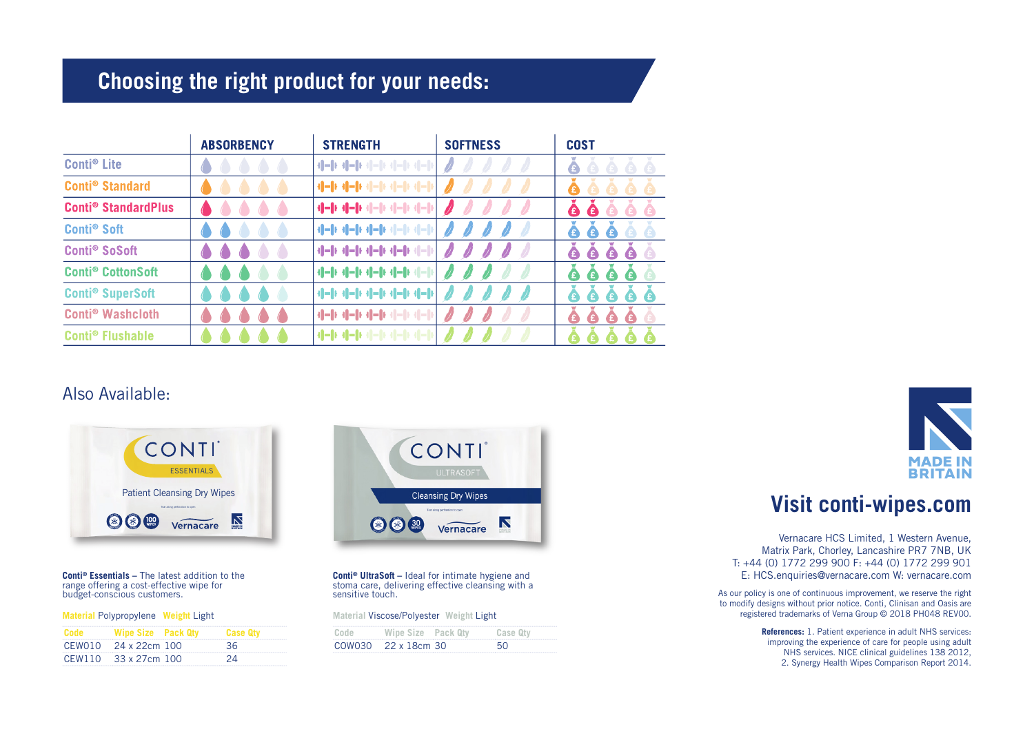## Choosing the right product for your needs:

| | ABSORBENCY | STRENGTH | SOFTNESS | COST |
|---|---|---|---|---|
| Conti® Lite | 1/5 | 2/5 | 1/5 | 1/5 |
| Conti® Standard | 1/5 | 2/5 | 1/5 | 1/5 |
| Conti® StandardPlus | 1/5 | 2/5 | 1/5 | 2/5 |
| Conti® Soft | 2/5 | 3/5 | 4/5 | 3/5 |
| Conti® SoSoft | 3/5 | 4/5 | 4/5 | 4/5 |
| Conti® CottonSoft | 3/5 | 4/5 | 3/5 | 4/5 |
| Conti® SuperSoft | 4/5 | 5/5 | 5/5 | 5/5 |
| Conti® Washcloth | 5/5 | 3/5 | 3/5 | 4/5 |
| Conti® Flushable | 5/5 | 2/5 | 3/5 | 5/5 |

## Also Available:

**Conti® Essentials** – The latest addition to the range offering a cost-effective wipe for budget-conscious customers.

Material Polypropylene Weight Light

| Code | Wipe Size | Pack Qty | Case Qty |
|---|---|---|---|
| CEW010 | 24 x 22cm | 100 | 36 |
| CEW110 | 33 x 27cm | 100 | 24 |

**Conti® UltraSoft** – Ideal for intimate hygiene and stoma care, delivering effective cleansing with a sensitive touch.

Material Viscose/Polyester Weight Light

| Code | Wipe Size | Pack Qty | Case Qty |
|---|---|---|---|
| COW030 | 22 x 18cm | 30 | 50 |

MADE IN BRITAIN

## Visit conti-wipes.com

Vernacare HCS Limited, 1 Western Avenue,
Matrix Park, Chorley, Lancashire PR7 7NB, UK
T: +44 (0) 1772 299 900 F: +44 (0) 1772 299 901
E: HCS.enquiries@vernacare.com W: vernacare.com

As our policy is one of continuous improvement, we reserve the right to modify designs without prior notice. Conti, Clinisan and Oasis are registered trademarks of Verna Group © 2018 PH048 REV00.

**References:** 1. Patient experience in adult NHS services: improving the experience of care for people using adult NHS services. NICE clinical guidelines 138 2012, 2. Synergy Health Wipes Comparison Report 2014.